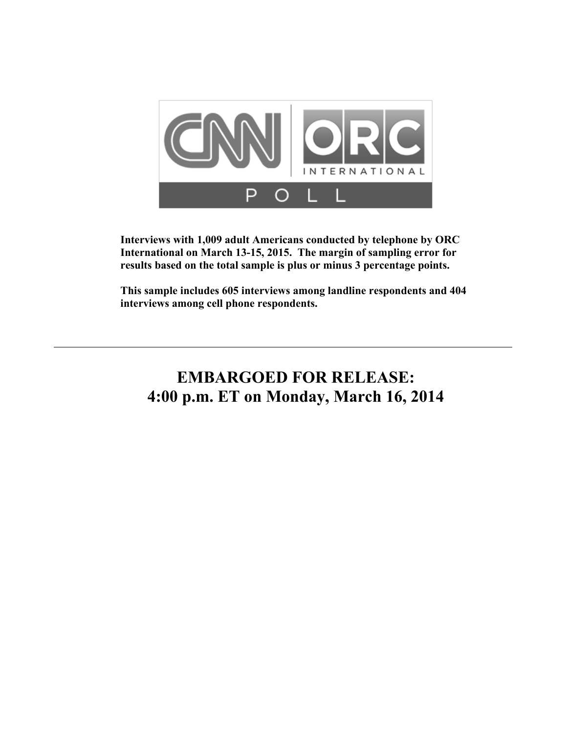CNN | ORC INTERNATIONAL POLL

**Interviews with 1,009 adult Americans conducted by telephone by ORC International on March 13-15, 2015. The margin of sampling error for results based on the total sample is plus or minus 3 percentage points.**

**This sample includes 605 interviews among landline respondents and 404 interviews among cell phone respondents.**

---

# EMBARGOED FOR RELEASE: 4:00 p.m. ET on Monday, March 16, 2014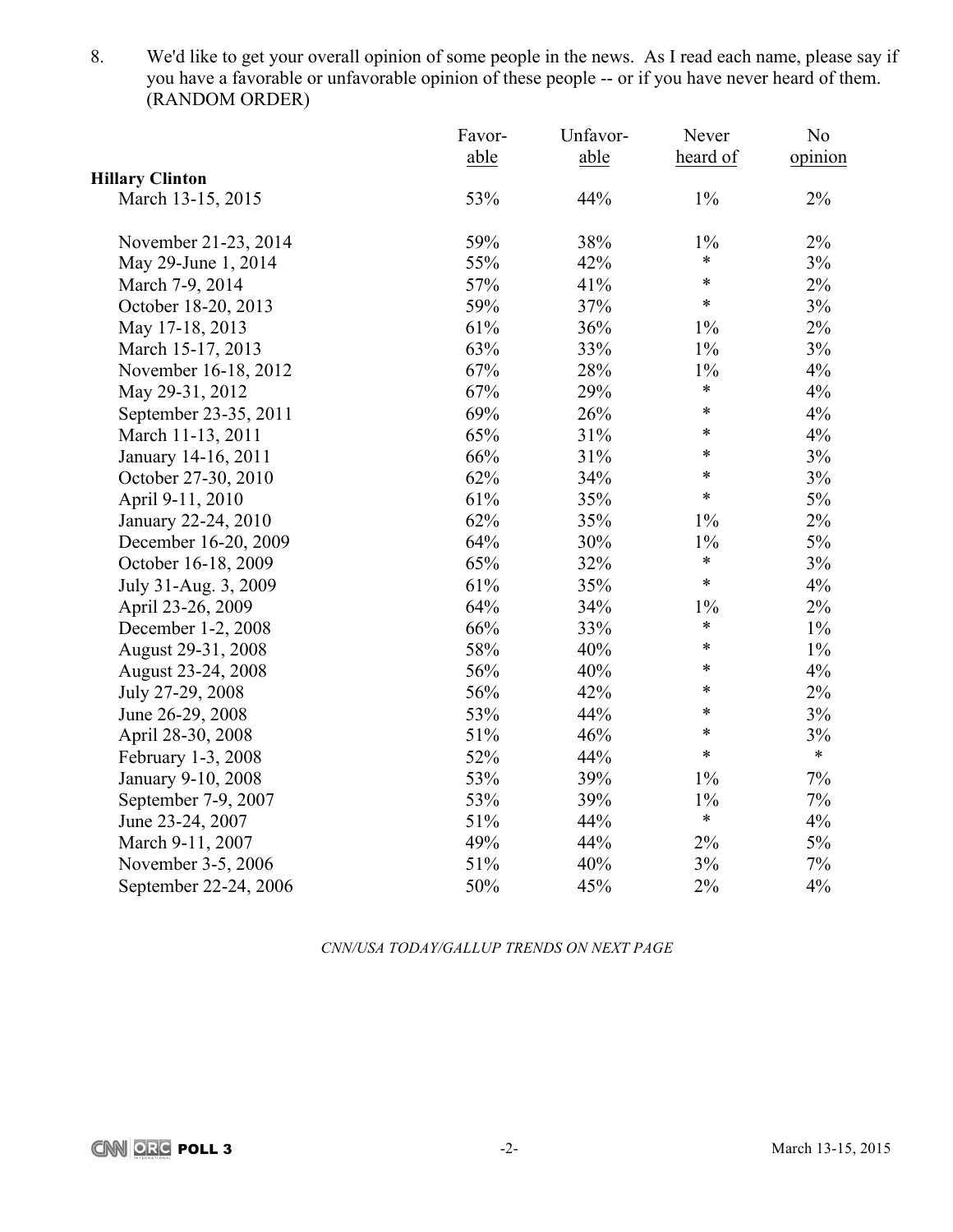8. We'd like to get your overall opinion of some people in the news. As I read each name, please say if you have a favorable or unfavorable opinion of these people -- or if you have never heard of them. (RANDOM ORDER)

| | Favorable | Unfavorable | Never heard of | No opinion |
|---|---|---|---|---|
| **Hillary Clinton** | | | | |
| March 13-15, 2015 | 53% | 44% | 1% | 2% |
| November 21-23, 2014 | 59% | 38% | 1% | 2% |
| May 29-June 1, 2014 | 55% | 42% | * | 3% |
| March 7-9, 2014 | 57% | 41% | * | 2% |
| October 18-20, 2013 | 59% | 37% | * | 3% |
| May 17-18, 2013 | 61% | 36% | 1% | 2% |
| March 15-17, 2013 | 63% | 33% | 1% | 3% |
| November 16-18, 2012 | 67% | 28% | 1% | 4% |
| May 29-31, 2012 | 67% | 29% | * | 4% |
| September 23-35, 2011 | 69% | 26% | * | 4% |
| March 11-13, 2011 | 65% | 31% | * | 4% |
| January 14-16, 2011 | 66% | 31% | * | 3% |
| October 27-30, 2010 | 62% | 34% | * | 3% |
| April 9-11, 2010 | 61% | 35% | * | 5% |
| January 22-24, 2010 | 62% | 35% | 1% | 2% |
| December 16-20, 2009 | 64% | 30% | 1% | 5% |
| October 16-18, 2009 | 65% | 32% | * | 3% |
| July 31-Aug. 3, 2009 | 61% | 35% | * | 4% |
| April 23-26, 2009 | 64% | 34% | 1% | 2% |
| December 1-2, 2008 | 66% | 33% | * | 1% |
| August 29-31, 2008 | 58% | 40% | * | 1% |
| August 23-24, 2008 | 56% | 40% | * | 4% |
| July 27-29, 2008 | 56% | 42% | * | 2% |
| June 26-29, 2008 | 53% | 44% | * | 3% |
| April 28-30, 2008 | 51% | 46% | * | 3% |
| February 1-3, 2008 | 52% | 44% | * | * |
| January 9-10, 2008 | 53% | 39% | 1% | 7% |
| September 7-9, 2007 | 53% | 39% | 1% | 7% |
| June 23-24, 2007 | 51% | 44% | * | 4% |
| March 9-11, 2007 | 49% | 44% | 2% | 5% |
| November 3-5, 2006 | 51% | 40% | 3% | 7% |
| September 22-24, 2006 | 50% | 45% | 2% | 4% |

*CNN/USA TODAY/GALLUP TRENDS ON NEXT PAGE*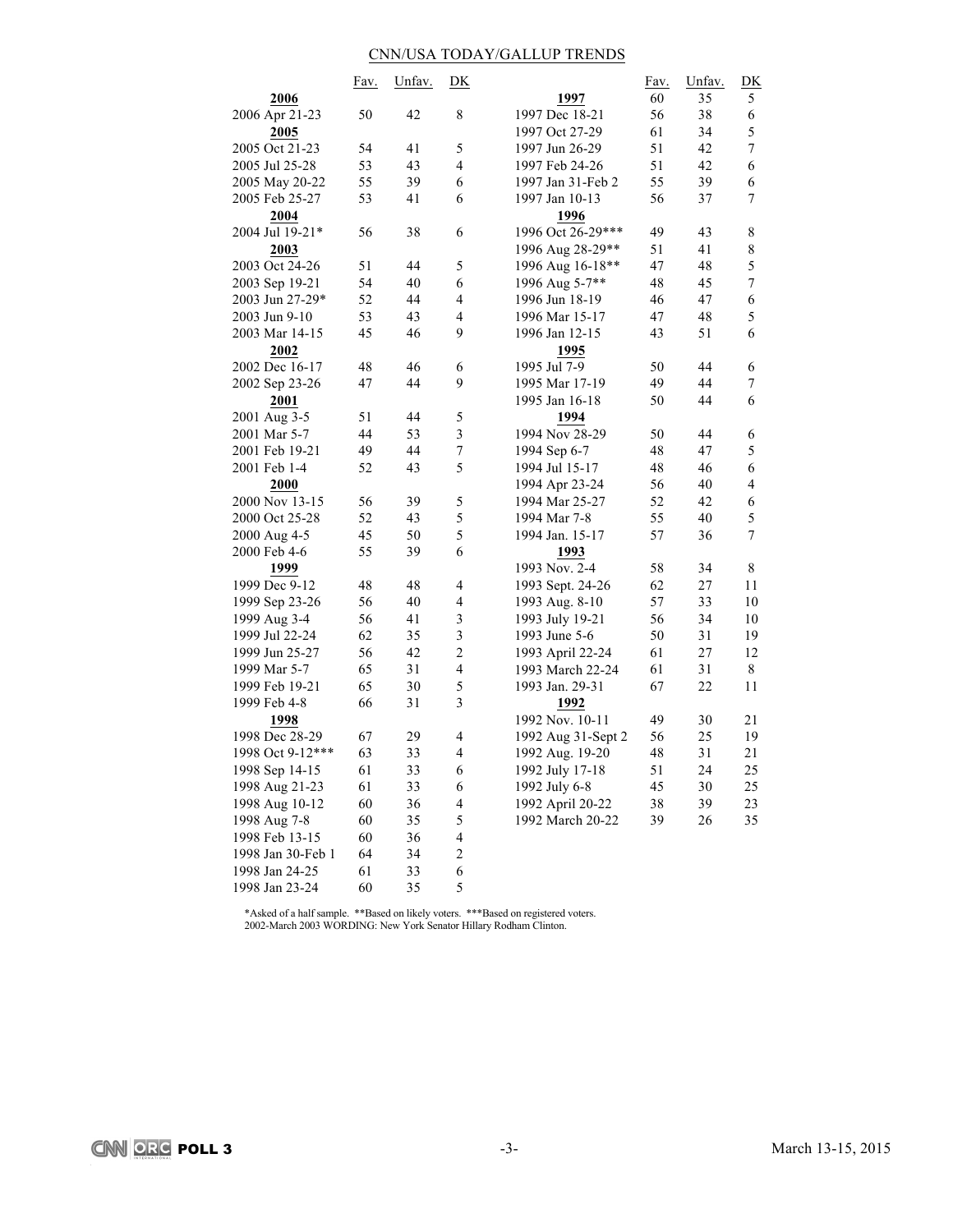## CNN/USA TODAY/GALLUP TRENDS

| | Fav. | Unfav. | DK |
|---|---|---|---|
| **2006** | | | |
| 2006 Apr 21-23 | 50 | 42 | 8 |
| **2005** | | | |
| 2005 Oct 21-23 | 54 | 41 | 5 |
| 2005 Jul 25-28 | 53 | 43 | 4 |
| 2005 May 20-22 | 55 | 39 | 6 |
| 2005 Feb 25-27 | 53 | 41 | 6 |
| **2004** | | | |
| 2004 Jul 19-21* | 56 | 38 | 6 |
| **2003** | | | |
| 2003 Oct 24-26 | 51 | 44 | 5 |
| 2003 Sep 19-21 | 54 | 40 | 6 |
| 2003 Jun 27-29* | 52 | 44 | 4 |
| 2003 Jun 9-10 | 53 | 43 | 4 |
| 2003 Mar 14-15 | 45 | 46 | 9 |
| **2002** | | | |
| 2002 Dec 16-17 | 48 | 46 | 6 |
| 2002 Sep 23-26 | 47 | 44 | 9 |
| **2001** | | | |
| 2001 Aug 3-5 | 51 | 44 | 5 |
| 2001 Mar 5-7 | 44 | 53 | 3 |
| 2001 Feb 19-21 | 49 | 44 | 7 |
| 2001 Feb 1-4 | 52 | 43 | 5 |
| **2000** | | | |
| 2000 Nov 13-15 | 56 | 39 | 5 |
| 2000 Oct 25-28 | 52 | 43 | 5 |
| 2000 Aug 4-5 | 45 | 50 | 5 |
| 2000 Feb 4-6 | 55 | 39 | 6 |
| **1999** | | | |
| 1999 Dec 9-12 | 48 | 48 | 4 |
| 1999 Sep 23-26 | 56 | 40 | 4 |
| 1999 Aug 3-4 | 56 | 41 | 3 |
| 1999 Jul 22-24 | 62 | 35 | 3 |
| 1999 Jun 25-27 | 56 | 42 | 2 |
| 1999 Mar 5-7 | 65 | 31 | 4 |
| 1999 Feb 19-21 | 65 | 30 | 5 |
| 1999 Feb 4-8 | 66 | 31 | 3 |
| **1998** | | | |
| 1998 Dec 28-29 | 67 | 29 | 4 |
| 1998 Oct 9-12*** | 63 | 33 | 4 |
| 1998 Sep 14-15 | 61 | 33 | 6 |
| 1998 Aug 21-23 | 61 | 33 | 6 |
| 1998 Aug 10-12 | 60 | 36 | 4 |
| 1998 Aug 7-8 | 60 | 35 | 5 |
| 1998 Feb 13-15 | 60 | 36 | 4 |
| 1998 Jan 30-Feb 1 | 64 | 34 | 2 |
| 1998 Jan 24-25 | 61 | 33 | 6 |
| 1998 Jan 23-24 | 60 | 35 | 5 |
| **1997** | 60 | 35 | 5 |
| 1997 Dec 18-21 | 56 | 38 | 6 |
| 1997 Oct 27-29 | 61 | 34 | 5 |
| 1997 Jun 26-29 | 51 | 42 | 7 |
| 1997 Feb 24-26 | 51 | 42 | 6 |
| 1997 Jan 31-Feb 2 | 55 | 39 | 6 |
| 1997 Jan 10-13 | 56 | 37 | 7 |
| **1996** | | | |
| 1996 Oct 26-29*** | 49 | 43 | 8 |
| 1996 Aug 28-29** | 51 | 41 | 8 |
| 1996 Aug 16-18** | 47 | 48 | 5 |
| 1996 Aug 5-7** | 48 | 45 | 7 |
| 1996 Jun 18-19 | 46 | 47 | 6 |
| 1996 Mar 15-17 | 47 | 48 | 5 |
| 1996 Jan 12-15 | 43 | 51 | 6 |
| **1995** | | | |
| 1995 Jul 7-9 | 50 | 44 | 6 |
| 1995 Mar 17-19 | 49 | 44 | 7 |
| 1995 Jan 16-18 | 50 | 44 | 6 |
| **1994** | | | |
| 1994 Nov 28-29 | 50 | 44 | 6 |
| 1994 Sep 6-7 | 48 | 47 | 5 |
| 1994 Jul 15-17 | 48 | 46 | 6 |
| 1994 Apr 23-24 | 56 | 40 | 4 |
| 1994 Mar 25-27 | 52 | 42 | 6 |
| 1994 Mar 7-8 | 55 | 40 | 5 |
| 1994 Jan. 15-17 | 57 | 36 | 7 |
| **1993** | | | |
| 1993 Nov. 2-4 | 58 | 34 | 8 |
| 1993 Sept. 24-26 | 62 | 27 | 11 |
| 1993 Aug. 8-10 | 57 | 33 | 10 |
| 1993 July 19-21 | 56 | 34 | 10 |
| 1993 June 5-6 | 50 | 31 | 19 |
| 1993 April 22-24 | 61 | 27 | 12 |
| 1993 March 22-24 | 61 | 31 | 8 |
| 1993 Jan. 29-31 | 67 | 22 | 11 |
| **1992** | | | |
| 1992 Nov. 10-11 | 49 | 30 | 21 |
| 1992 Aug 31-Sept 2 | 56 | 25 | 19 |
| 1992 Aug. 19-20 | 48 | 31 | 21 |
| 1992 July 17-18 | 51 | 24 | 25 |
| 1992 July 6-8 | 45 | 30 | 25 |
| 1992 April 20-22 | 38 | 39 | 23 |
| 1992 March 20-22 | 39 | 26 | 35 |

*Asked of a half sample. **Based on likely voters. ***Based on registered voters.
2002-March 2003 WORDING: New York Senator Hillary Rodham Clinton.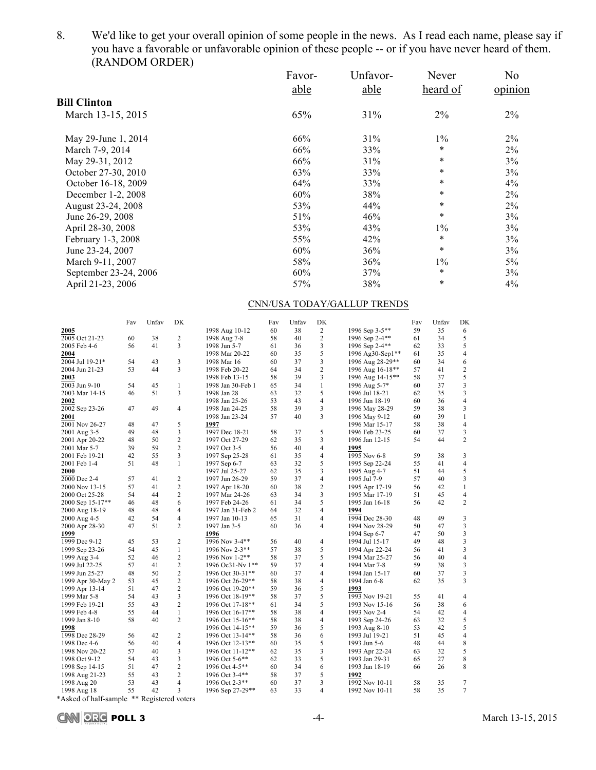8. We'd like to get your overall opinion of some people in the news. As I read each name, please say if you have a favorable or unfavorable opinion of these people -- or if you have never heard of them. (RANDOM ORDER)

| | Favor-able | Unfavor-able | Never heard of | No opinion |
|---|---|---|---|---|
| **Bill Clinton** | | | | |
| March 13-15, 2015 | 65% | 31% | 2% | 2% |
| | | | | |
| May 29-June 1, 2014 | 66% | 31% | 1% | 2% |
| March 7-9, 2014 | 66% | 33% | * | 2% |
| May 29-31, 2012 | 66% | 31% | * | 3% |
| October 27-30, 2010 | 63% | 33% | * | 3% |
| October 16-18, 2009 | 64% | 33% | * | 4% |
| December 1-2, 2008 | 60% | 38% | * | 2% |
| August 23-24, 2008 | 53% | 44% | * | 2% |
| June 26-29, 2008 | 51% | 46% | * | 3% |
| April 28-30, 2008 | 53% | 43% | 1% | 3% |
| February 1-3, 2008 | 55% | 42% | * | 3% |
| June 23-24, 2007 | 60% | 36% | * | 3% |
| March 9-11, 2007 | 58% | 36% | 1% | 5% |
| September 23-24, 2006 | 60% | 37% | * | 3% |
| April 21-23, 2006 | 57% | 38% | * | 4% |

CNN/USA TODAY/GALLUP TRENDS

| | Fav | Unfav | DK | | Fav | Unfav | DK | | Fav | Unfav | DK |
|---|---|---|---|---|---|---|---|---|---|---|---|
| **2005** | | | | 1998 Aug 10-12 | 60 | 38 | 2 | 1996 Sep 3-5** | 59 | 35 | 6 |
| 2005 Oct 21-23 | 60 | 38 | 2 | 1998 Aug 7-8 | 58 | 40 | 2 | 1996 Sep 2-4** | 61 | 34 | 5 |
| 2005 Feb 4-6 | 56 | 41 | 3 | 1998 Jun 5-7 | 61 | 36 | 3 | 1996 Sep 2-4** | 62 | 33 | 5 |
| **2004** | | | | 1998 Mar 20-22 | 60 | 35 | 5 | 1996 Ag30-Sep1** | 61 | 35 | 4 |
| 2004 Jul 19-21* | 54 | 43 | 3 | 1998 Mar 16 | 60 | 37 | 3 | 1996 Aug 28-29** | 60 | 34 | 6 |
| 2004 Jun 21-23 | 53 | 44 | 3 | 1998 Feb 20-22 | 64 | 34 | 2 | 1996 Aug 16-18** | 57 | 41 | 2 |
| **2003** | | | | 1998 Feb 13-15 | 58 | 39 | 3 | 1996 Aug 14-15** | 58 | 37 | 5 |
| 2003 Jun 9-10 | 54 | 45 | 1 | 1998 Jan 30-Feb 1 | 65 | 34 | 1 | 1996 Aug 5-7* | 60 | 37 | 3 |
| 2003 Mar 14-15 | 46 | 51 | 3 | 1998 Jan 28 | 63 | 32 | 5 | 1996 Jul 18-21 | 62 | 35 | 3 |
| **2002** | | | | 1998 Jan 25-26 | 53 | 43 | 4 | 1996 Jun 18-19 | 60 | 36 | 4 |
| 2002 Sep 23-26 | 47 | 49 | 4 | 1998 Jan 24-25 | 58 | 39 | 3 | 1996 May 28-29 | 59 | 38 | 3 |
| **2001** | | | | 1998 Jan 23-24 | 57 | 40 | 3 | 1996 May 9-12 | 60 | 39 | 1 |
| 2001 Nov 26-27 | 48 | 47 | 5 | **1997** | | | | 1996 Mar 15-17 | 58 | 38 | 4 |
| 2001 Aug 3-5 | 49 | 48 | 3 | 1997 Dec 18-21 | 58 | 37 | 5 | 1996 Feb 23-25 | 60 | 37 | 3 |
| 2001 Apr 20-22 | 48 | 50 | 2 | 1997 Oct 27-29 | 62 | 35 | 3 | 1996 Jan 12-15 | 54 | 44 | 2 |
| 2001 Mar 5-7 | 39 | 59 | 2 | 1997 Oct 3-5 | 56 | 40 | 4 | **1995** | | | |
| 2001 Feb 19-21 | 42 | 55 | 3 | 1997 Sep 25-28 | 61 | 35 | 4 | 1995 Nov 6-8 | 59 | 38 | 3 |
| 2001 Feb 1-4 | 51 | 48 | 1 | 1997 Sep 6-7 | 63 | 32 | 5 | 1995 Sep 22-24 | 55 | 41 | 4 |
| **2000** | | | | 1997 Jul 25-27 | 62 | 35 | 3 | 1995 Aug 4-7 | 51 | 44 | 5 |
| 2000 Dec 2-4 | 57 | 41 | 2 | 1997 Jun 26-29 | 59 | 37 | 4 | 1995 Jul 7-9 | 57 | 40 | 3 |
| 2000 Nov 13-15 | 57 | 41 | 2 | 1997 Apr 18-20 | 60 | 38 | 2 | 1995 Apr 17-19 | 56 | 42 | 1 |
| 2000 Oct 25-28 | 54 | 44 | 2 | 1997 Mar 24-26 | 63 | 34 | 3 | 1995 Mar 17-19 | 51 | 45 | 4 |
| 2000 Sep 15-17** | 46 | 48 | 6 | 1997 Feb 24-26 | 61 | 34 | 5 | 1995 Jan 16-18 | 56 | 42 | 2 |
| 2000 Aug 18-19 | 48 | 48 | 4 | 1997 Jan 31-Feb 2 | 64 | 32 | 4 | **1994** | | | |
| 2000 Aug 4-5 | 42 | 54 | 4 | 1997 Jan 10-13 | 65 | 31 | 4 | 1994 Dec 28-30 | 48 | 49 | 3 |
| 2000 Apr 28-30 | 47 | 51 | 2 | 1997 Jan 3-5 | 60 | 36 | 4 | 1994 Nov 28-29 | 50 | 47 | 3 |
| **1999** | | | | **1996** | | | | 1994 Sep 6-7 | 47 | 50 | 3 |
| 1999 Dec 9-12 | 45 | 53 | 2 | 1996 Nov 3-4** | 56 | 40 | 4 | 1994 Jul 15-17 | 49 | 48 | 3 |
| 1999 Sep 23-26 | 54 | 45 | 1 | 1996 Nov 2-3** | 57 | 38 | 5 | 1994 Apr 22-24 | 56 | 41 | 3 |
| 1999 Aug 3-4 | 52 | 46 | 2 | 1996 Nov 1-2** | 58 | 37 | 5 | 1994 Mar 25-27 | 56 | 40 | 4 |
| 1999 Jul 22-25 | 57 | 41 | 2 | 1996 Oc31-Nv 1** | 59 | 37 | 4 | 1994 Mar 7-8 | 59 | 38 | 3 |
| 1999 Jun 25-27 | 48 | 50 | 2 | 1996 Oct 30-31** | 60 | 37 | 4 | 1994 Jan 15-17 | 60 | 37 | 3 |
| 1999 Apr 30-May 2 | 53 | 45 | 2 | 1996 Oct 26-29** | 58 | 38 | 4 | 1994 Jan 6-8 | 62 | 35 | 3 |
| 1999 Apr 13-14 | 51 | 47 | 2 | 1996 Oct 19-20** | 59 | 36 | 5 | **1993** | | | |
| 1999 Mar 5-8 | 54 | 43 | 3 | 1996 Oct 18-19** | 58 | 37 | 5 | 1993 Nov 19-21 | 55 | 41 | 4 |
| 1999 Feb 19-21 | 55 | 43 | 2 | 1996 Oct 17-18** | 61 | 34 | 5 | 1993 Nov 15-16 | 56 | 38 | 6 |
| 1999 Feb 4-8 | 55 | 44 | 1 | 1996 Oct 16-17** | 58 | 38 | 4 | 1993 Nov 2-4 | 54 | 42 | 4 |
| 1999 Jan 8-10 | 58 | 40 | 2 | 1996 Oct 15-16** | 58 | 38 | 4 | 1993 Sep 24-26 | 63 | 32 | 5 |
| **1998** | | | | 1996 Oct 14-15** | 59 | 36 | 5 | 1993 Aug 8-10 | 53 | 42 | 5 |
| 1998 Dec 28-29 | 56 | 42 | 2 | 1996 Oct 13-14** | 58 | 36 | 6 | 1993 Jul 19-21 | 51 | 45 | 4 |
| 1998 Dec 4-6 | 56 | 40 | 4 | 1996 Oct 12-13** | 60 | 35 | 5 | 1993 Jun 5-6 | 48 | 44 | 8 |
| 1998 Nov 20-22 | 57 | 40 | 3 | 1996 Oct 11-12** | 62 | 35 | 3 | 1993 Apr 22-24 | 63 | 32 | 5 |
| 1998 Oct 9-12 | 54 | 43 | 3 | 1996 Oct 5-6** | 62 | 33 | 5 | 1993 Jan 29-31 | 65 | 27 | 8 |
| 1998 Sep 14-15 | 51 | 47 | 2 | 1996 Oct 4-5** | 60 | 34 | 6 | 1993 Jan 18-19 | 66 | 26 | 8 |
| 1998 Aug 21-23 | 55 | 43 | 2 | 1996 Oct 3-4** | 58 | 37 | 5 | **1992** | | | |
| 1998 Aug 20 | 53 | 43 | 4 | 1996 Oct 2-3** | 60 | 37 | 3 | 1992 Nov 10-11 | 58 | 35 | 7 |
| 1998 Aug 18 | 55 | 42 | 3 | 1996 Sep 27-29** | 63 | 33 | 4 | 1992 Nov 10-11 | 58 | 35 | 7 |

*Asked of half-sample ** Registered voters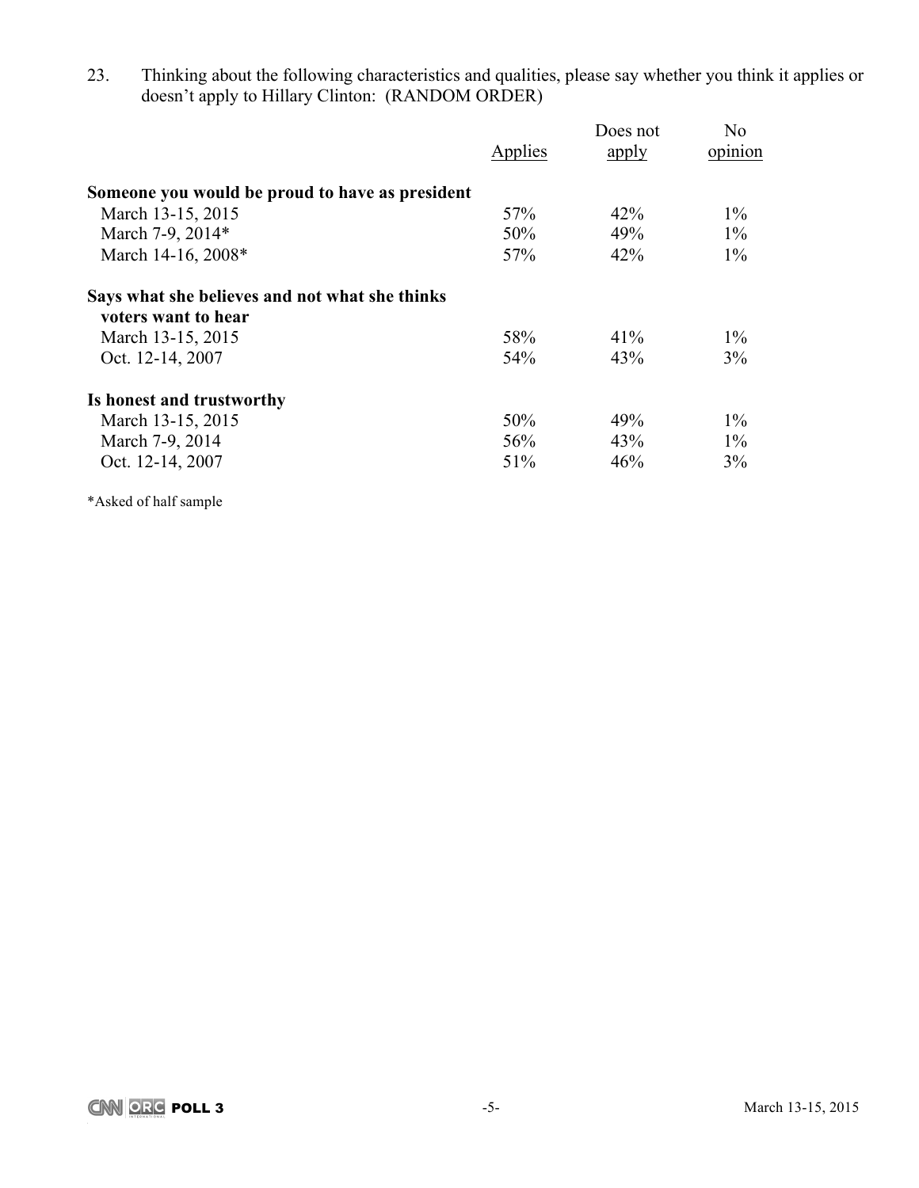23. Thinking about the following characteristics and qualities, please say whether you think it applies or doesn't apply to Hillary Clinton: (RANDOM ORDER)

| | Applies | Does not apply | No opinion |
|---|---|---|---|
| **Someone you would be proud to have as president** | | | |
| March 13-15, 2015 | 57% | 42% | 1% |
| March 7-9, 2014* | 50% | 49% | 1% |
| March 14-16, 2008* | 57% | 42% | 1% |
| **Says what she believes and not what she thinks voters want to hear** | | | |
| March 13-15, 2015 | 58% | 41% | 1% |
| Oct. 12-14, 2007 | 54% | 43% | 3% |
| **Is honest and trustworthy** | | | |
| March 13-15, 2015 | 50% | 49% | 1% |
| March 7-9, 2014 | 56% | 43% | 1% |
| Oct. 12-14, 2007 | 51% | 46% | 3% |

*Asked of half sample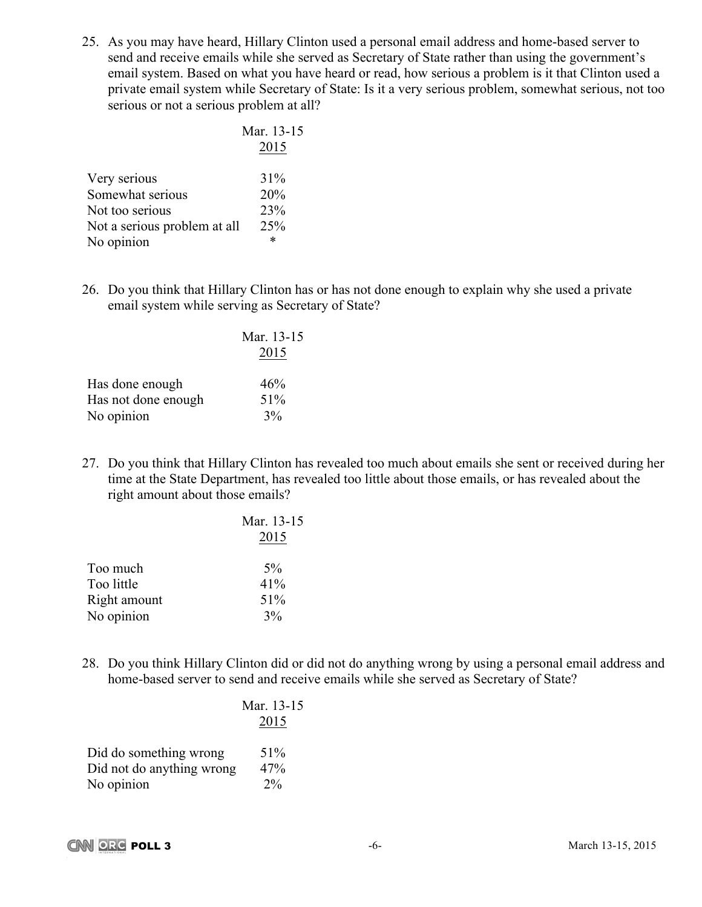25. As you may have heard, Hillary Clinton used a personal email address and home-based server to send and receive emails while she served as Secretary of State rather than using the government's email system. Based on what you have heard or read, how serious a problem is it that Clinton used a private email system while Secretary of State: Is it a very serious problem, somewhat serious, not too serious or not a serious problem at all?

| | Mar. 13-15 2015 |
|---|---|
| Very serious | 31% |
| Somewhat serious | 20% |
| Not too serious | 23% |
| Not a serious problem at all | 25% |
| No opinion | * |

26. Do you think that Hillary Clinton has or has not done enough to explain why she used a private email system while serving as Secretary of State?

| | Mar. 13-15 2015 |
|---|---|
| Has done enough | 46% |
| Has not done enough | 51% |
| No opinion | 3% |

27. Do you think that Hillary Clinton has revealed too much about emails she sent or received during her time at the State Department, has revealed too little about those emails, or has revealed about the right amount about those emails?

| | Mar. 13-15 2015 |
|---|---|
| Too much | 5% |
| Too little | 41% |
| Right amount | 51% |
| No opinion | 3% |

28. Do you think Hillary Clinton did or did not do anything wrong by using a personal email address and home-based server to send and receive emails while she served as Secretary of State?

| | Mar. 13-15 2015 |
|---|---|
| Did do something wrong | 51% |
| Did not do anything wrong | 47% |
| No opinion | 2% |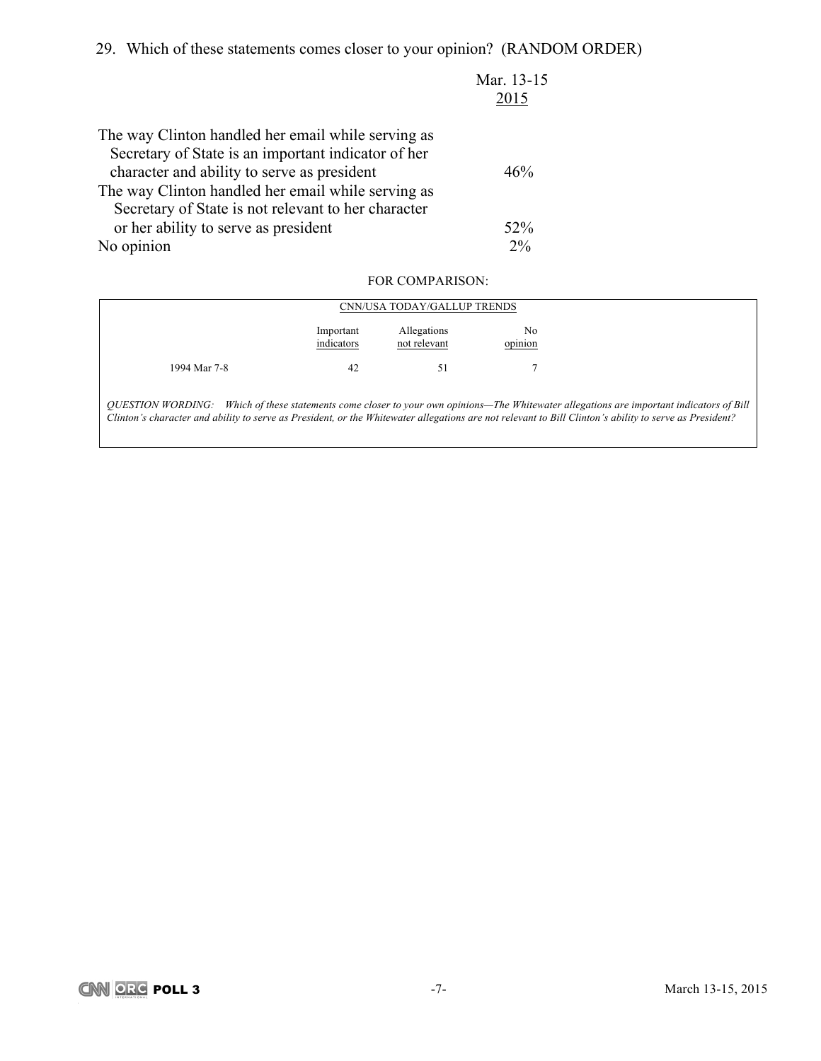29. Which of these statements comes closer to your opinion? (RANDOM ORDER)

| | Mar. 13-15 2015 |
|---|---|
| The way Clinton handled her email while serving as Secretary of State is an important indicator of her character and ability to serve as president | 46% |
| The way Clinton handled her email while serving as Secretary of State is not relevant to her character or her ability to serve as president | 52% |
| No opinion | 2% |

FOR COMPARISON:

CNN/USA TODAY/GALLUP TRENDS

| | Important indicators | Allegations not relevant | No opinion |
|---|---|---|---|
| 1994 Mar 7-8 | 42 | 51 | 7 |

*QUESTION WORDING: Which of these statements come closer to your own opinions—The Whitewater allegations are important indicators of Bill Clinton's character and ability to serve as President, or the Whitewater allegations are not relevant to Bill Clinton's ability to serve as President?*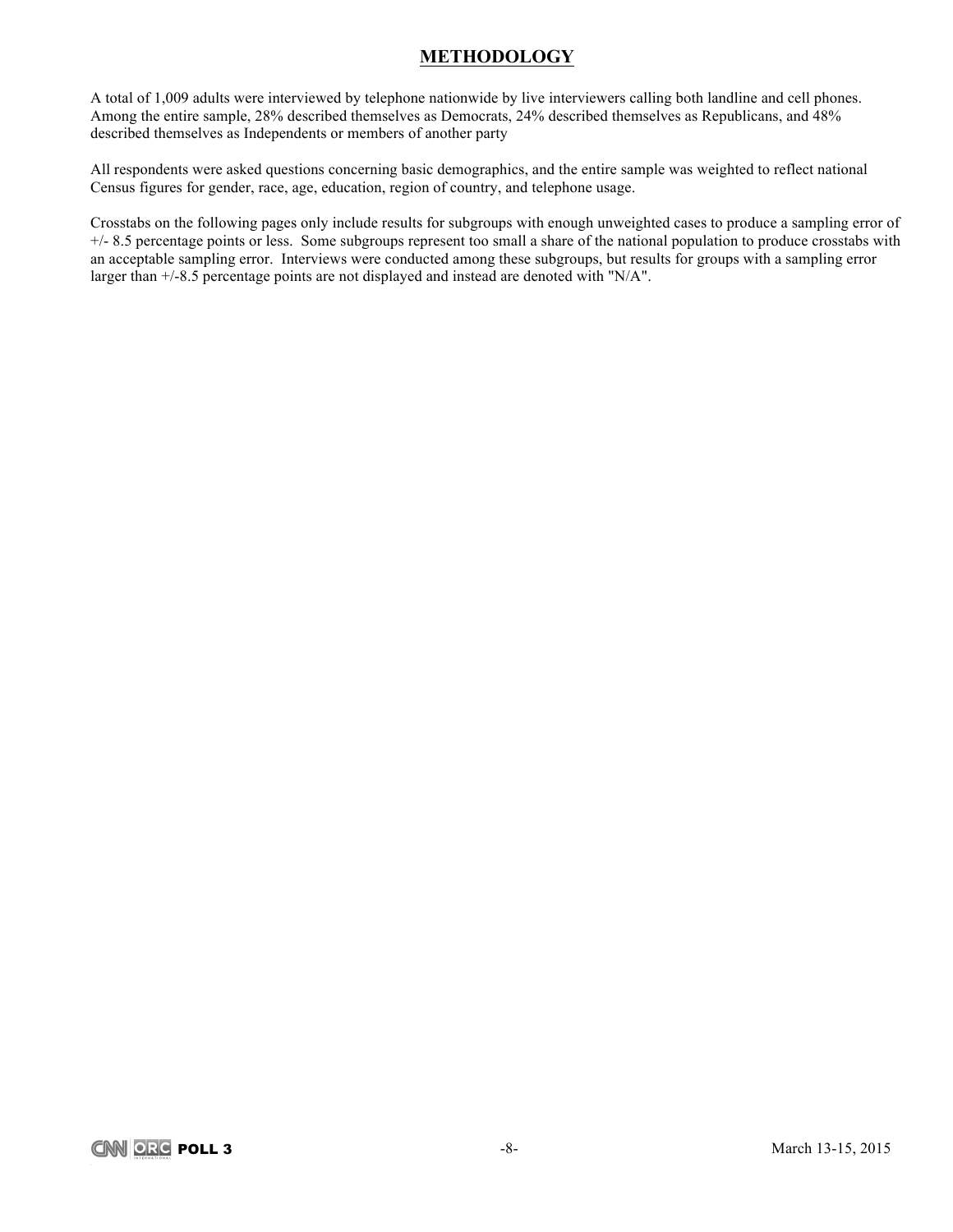## METHODOLOGY

A total of 1,009 adults were interviewed by telephone nationwide by live interviewers calling both landline and cell phones. Among the entire sample, 28% described themselves as Democrats, 24% described themselves as Republicans, and 48% described themselves as Independents or members of another party

All respondents were asked questions concerning basic demographics, and the entire sample was weighted to reflect national Census figures for gender, race, age, education, region of country, and telephone usage.

Crosstabs on the following pages only include results for subgroups with enough unweighted cases to produce a sampling error of +/- 8.5 percentage points or less. Some subgroups represent too small a share of the national population to produce crosstabs with an acceptable sampling error. Interviews were conducted among these subgroups, but results for groups with a sampling error larger than +/-8.5 percentage points are not displayed and instead are denoted with "N/A".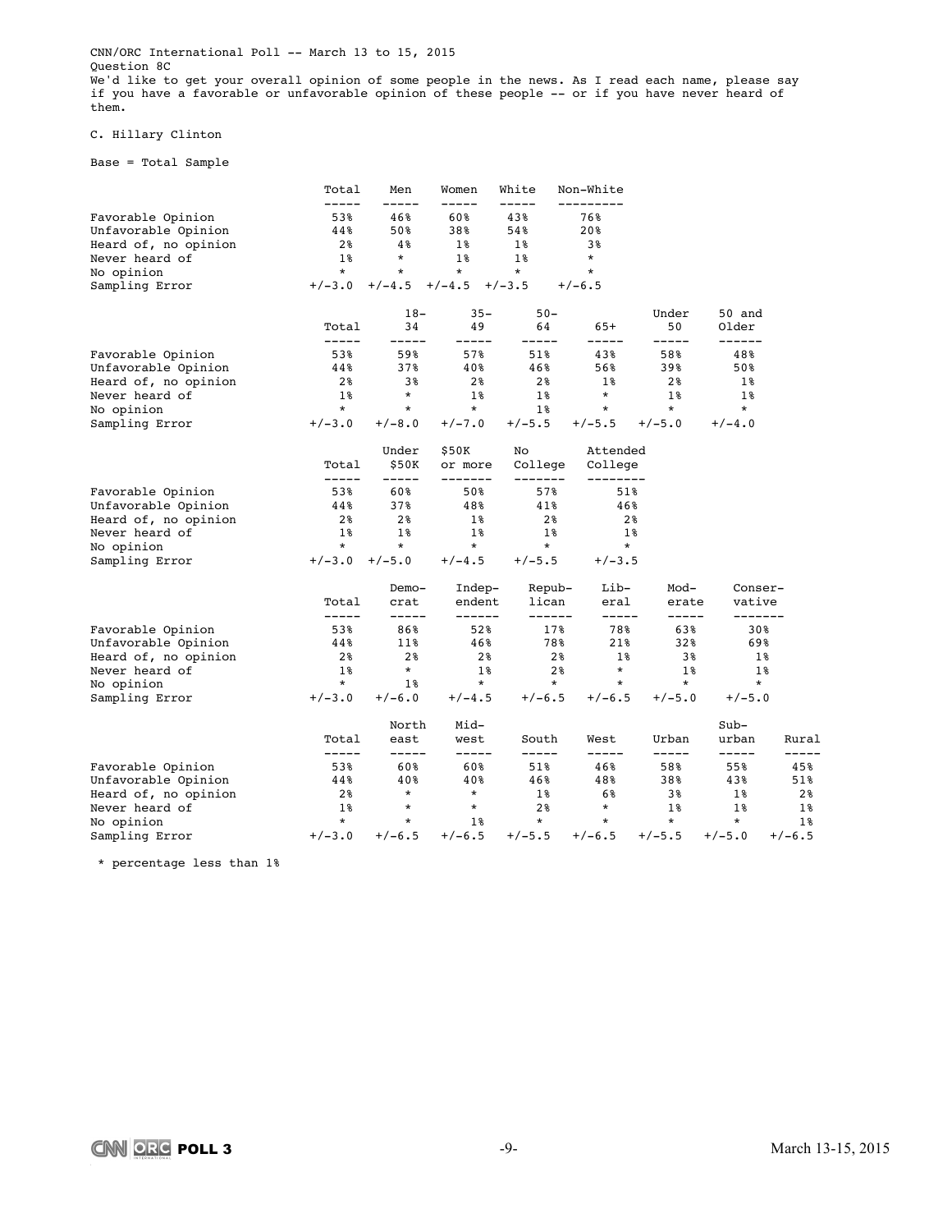CNN/ORC International Poll -- March 13 to 15, 2015

Question 8C

We'd like to get your overall opinion of some people in the news. As I read each name, please say if you have a favorable or unfavorable opinion of these people -- or if you have never heard of them.

C. Hillary Clinton

Base = Total Sample

| | Total | Men | Women | White | Non-White |
|---|---|---|---|---|---|
| Favorable Opinion | 53% | 46% | 60% | 43% | 76% |
| Unfavorable Opinion | 44% | 50% | 38% | 54% | 20% |
| Heard of, no opinion | 2% | 4% | 1% | 1% | 3% |
| Never heard of | 1% | * | 1% | 1% | * |
| No opinion | * | * | * | * | * |
| Sampling Error | +/-3.0 | +/-4.5 | +/-4.5 | +/-3.5 | +/-6.5 |

| | Total | 18-34 | 35-49 | 50-64 | 65+ | Under 50 | 50 and Older |
|---|---|---|---|---|---|---|---|
| Favorable Opinion | 53% | 59% | 57% | 51% | 43% | 58% | 48% |
| Unfavorable Opinion | 44% | 37% | 40% | 46% | 56% | 39% | 50% |
| Heard of, no opinion | 2% | 3% | 2% | 2% | 1% | 2% | 1% |
| Never heard of | 1% | * | 1% | 1% | * | 1% | 1% |
| No opinion | * | * | * | 1% | * | * | * |
| Sampling Error | +/-3.0 | +/-8.0 | +/-7.0 | +/-5.5 | +/-5.5 | +/-5.0 | +/-4.0 |

| | Total | Under $50K | $50K or more | No College | Attended College |
|---|---|---|---|---|---|
| Favorable Opinion | 53% | 60% | 50% | 57% | 51% |
| Unfavorable Opinion | 44% | 37% | 48% | 41% | 46% |
| Heard of, no opinion | 2% | 2% | 1% | 2% | 2% |
| Never heard of | 1% | 1% | 1% | 1% | 1% |
| No opinion | * | * | * | * | * |
| Sampling Error | +/-3.0 | +/-5.0 | +/-4.5 | +/-5.5 | +/-3.5 |

| | Total | Democrat | Independent | Republican | Liberal | Moderate | Conservative |
|---|---|---|---|---|---|---|---|
| Favorable Opinion | 53% | 86% | 52% | 17% | 78% | 63% | 30% |
| Unfavorable Opinion | 44% | 11% | 46% | 78% | 21% | 32% | 69% |
| Heard of, no opinion | 2% | 2% | 2% | 2% | 1% | 3% | 1% |
| Never heard of | 1% | * | 1% | 2% | * | 1% | 1% |
| No opinion | * | 1% | * | * | * | * | * |
| Sampling Error | +/-3.0 | +/-6.0 | +/-4.5 | +/-6.5 | +/-6.5 | +/-5.0 | +/-5.0 |

| | Total | North east | Mid-west | South | West | Urban | Sub-urban | Rural |
|---|---|---|---|---|---|---|---|---|
| Favorable Opinion | 53% | 60% | 60% | 51% | 46% | 58% | 55% | 45% |
| Unfavorable Opinion | 44% | 40% | 40% | 46% | 48% | 38% | 43% | 51% |
| Heard of, no opinion | 2% | * | * | 1% | 6% | 3% | 1% | 2% |
| Never heard of | 1% | * | * | 2% | * | 1% | 1% | 1% |
| No opinion | * | * | 1% | * | * | * | * | 1% |
| Sampling Error | +/-3.0 | +/-6.5 | +/-6.5 | +/-5.5 | +/-6.5 | +/-5.5 | +/-5.0 | +/-6.5 |

* percentage less than 1%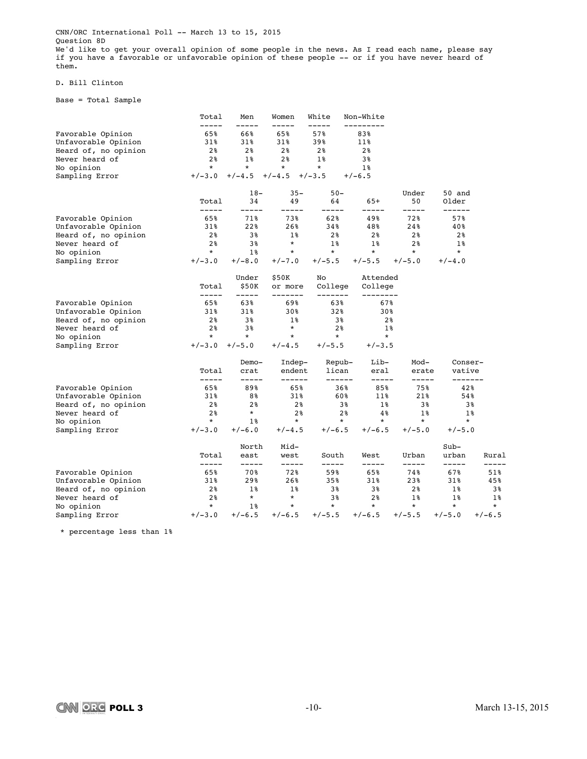CNN/ORC International Poll -- March 13 to 15, 2015
Question 8D
We'd like to get your overall opinion of some people in the news. As I read each name, please say if you have a favorable or unfavorable opinion of these people -- or if you have never heard of them.

D. Bill Clinton

Base = Total Sample

| | Total | Men | Women | White | Non-White |
|---|---|---|---|---|---|
| Favorable Opinion | 65% | 66% | 65% | 57% | 83% |
| Unfavorable Opinion | 31% | 31% | 31% | 39% | 11% |
| Heard of, no opinion | 2% | 2% | 2% | 2% | 2% |
| Never heard of | 2% | 1% | 2% | 1% | 3% |
| No opinion | * | * | * | * | 1% |
| Sampling Error | +/-3.0 | +/-4.5 | +/-4.5 | +/-3.5 | +/-6.5 |

| | Total | 18-34 | 35-49 | 50-64 | 65+ | Under 50 | 50 and Older |
|---|---|---|---|---|---|---|---|
| Favorable Opinion | 65% | 71% | 73% | 62% | 49% | 72% | 57% |
| Unfavorable Opinion | 31% | 22% | 26% | 34% | 48% | 24% | 40% |
| Heard of, no opinion | 2% | 3% | 1% | 2% | 2% | 2% | 2% |
| Never heard of | 2% | 3% | * | 1% | 1% | 2% | 1% |
| No opinion | * | 1% | * | * | * | * | * |
| Sampling Error | +/-3.0 | +/-8.0 | +/-7.0 | +/-5.5 | +/-5.5 | +/-5.0 | +/-4.0 |

| | Total | Under $50K | $50K or more | No College | Attended College |
|---|---|---|---|---|---|
| Favorable Opinion | 65% | 63% | 69% | 63% | 67% |
| Unfavorable Opinion | 31% | 31% | 30% | 32% | 30% |
| Heard of, no opinion | 2% | 3% | 1% | 3% | 2% |
| Never heard of | 2% | 3% | * | 2% | 1% |
| No opinion | * | * | * | * | * |
| Sampling Error | +/-3.0 | +/-5.0 | +/-4.5 | +/-5.5 | +/-3.5 |

| | Total | Democrat | Independent | Republican | Liberal | Moderate | Conservative |
|---|---|---|---|---|---|---|---|
| Favorable Opinion | 65% | 89% | 65% | 36% | 85% | 75% | 42% |
| Unfavorable Opinion | 31% | 8% | 31% | 60% | 11% | 21% | 54% |
| Heard of, no opinion | 2% | 2% | 2% | 3% | 1% | 3% | 3% |
| Never heard of | 2% | * | 2% | 2% | 4% | 1% | 1% |
| No opinion | * | 1% | * | * | * | * | * |
| Sampling Error | +/-3.0 | +/-6.0 | +/-4.5 | +/-6.5 | +/-6.5 | +/-5.0 | +/-5.0 |

| | Total | North east | Midwest | South | West | Urban | Suburban | Rural |
|---|---|---|---|---|---|---|---|---|
| Favorable Opinion | 65% | 70% | 72% | 59% | 65% | 74% | 67% | 51% |
| Unfavorable Opinion | 31% | 29% | 26% | 35% | 31% | 23% | 31% | 45% |
| Heard of, no opinion | 2% | 1% | 1% | 3% | 3% | 2% | 1% | 3% |
| Never heard of | 2% | * | * | 3% | 2% | 1% | 1% | 1% |
| No opinion | * | 1% | * | * | * | * | * | * |
| Sampling Error | +/-3.0 | +/-6.5 | +/-6.5 | +/-5.5 | +/-6.5 | +/-5.5 | +/-5.0 | +/-6.5 |

* percentage less than 1%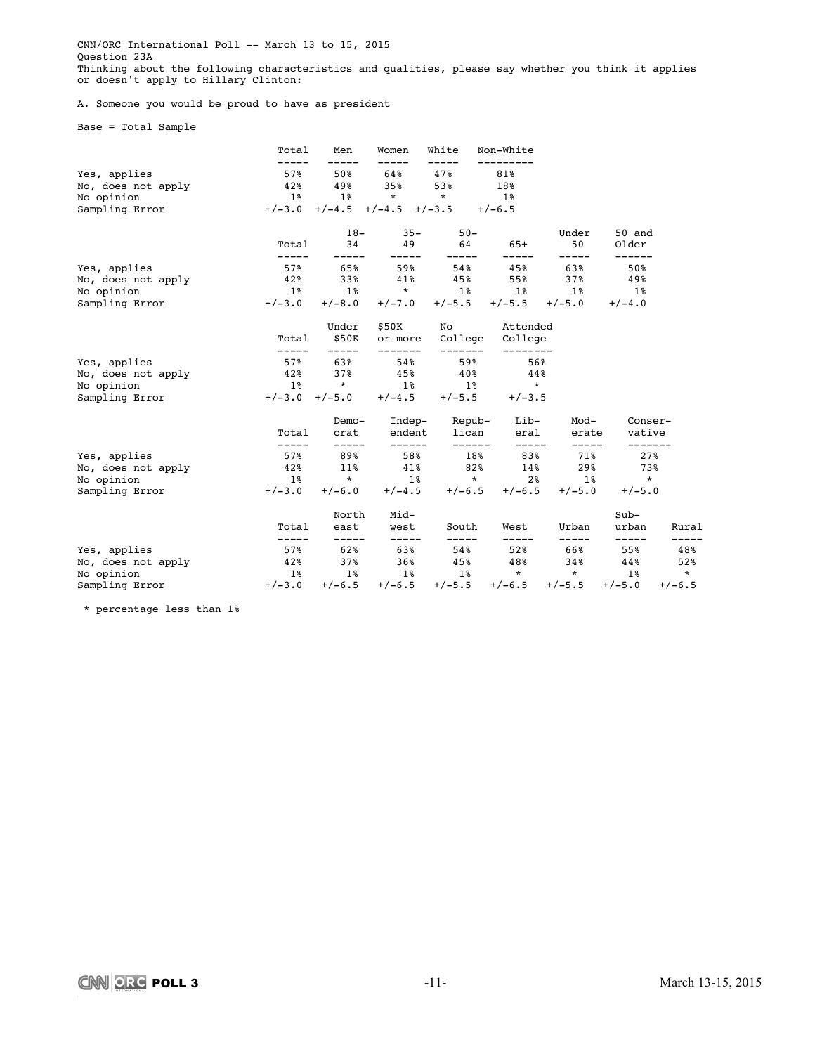CNN/ORC International Poll -- March 13 to 15, 2015
Question 23A
Thinking about the following characteristics and qualities, please say whether you think it applies or doesn't apply to Hillary Clinton:

A. Someone you would be proud to have as president

Base = Total Sample

| | Total | Men | Women | White | Non-White |
|---|---|---|---|---|---|
| Yes, applies | 57% | 50% | 64% | 47% | 81% |
| No, does not apply | 42% | 49% | 35% | 53% | 18% |
| No opinion | 1% | 1% | * | * | 1% |
| Sampling Error | +/-3.0 | +/-4.5 | +/-4.5 | +/-3.5 | +/-6.5 |

| | Total | 18-34 | 35-49 | 50-64 | 65+ | Under 50 | 50 and Older |
|---|---|---|---|---|---|---|---|
| Yes, applies | 57% | 65% | 59% | 54% | 45% | 63% | 50% |
| No, does not apply | 42% | 33% | 41% | 45% | 55% | 37% | 49% |
| No opinion | 1% | 1% | * | 1% | 1% | 1% | 1% |
| Sampling Error | +/-3.0 | +/-8.0 | +/-7.0 | +/-5.5 | +/-5.5 | +/-5.0 | +/-4.0 |

| | Total | Under $50K | $50K or more | No College | Attended College |
|---|---|---|---|---|---|
| Yes, applies | 57% | 63% | 54% | 59% | 56% |
| No, does not apply | 42% | 37% | 45% | 40% | 44% |
| No opinion | 1% | * | 1% | 1% | * |
| Sampling Error | +/-3.0 | +/-5.0 | +/-4.5 | +/-5.5 | +/-3.5 |

| | Total | Democrat | Independent | Republican | Liberal | Moderate | Conservative |
|---|---|---|---|---|---|---|---|
| Yes, applies | 57% | 89% | 58% | 18% | 83% | 71% | 27% |
| No, does not apply | 42% | 11% | 41% | 82% | 14% | 29% | 73% |
| No opinion | 1% | * | 1% | * | 2% | 1% | * |
| Sampling Error | +/-3.0 | +/-6.0 | +/-4.5 | +/-6.5 | +/-6.5 | +/-5.0 | +/-5.0 |

| | Total | North east | Midwest | South | West | Urban | Suburban | Rural |
|---|---|---|---|---|---|---|---|---|
| Yes, applies | 57% | 62% | 63% | 54% | 52% | 66% | 55% | 48% |
| No, does not apply | 42% | 37% | 36% | 45% | 48% | 34% | 44% | 52% |
| No opinion | 1% | 1% | 1% | 1% | * | * | 1% | * |
| Sampling Error | +/-3.0 | +/-6.5 | +/-6.5 | +/-5.5 | +/-6.5 | +/-5.5 | +/-5.0 | +/-6.5 |

* percentage less than 1%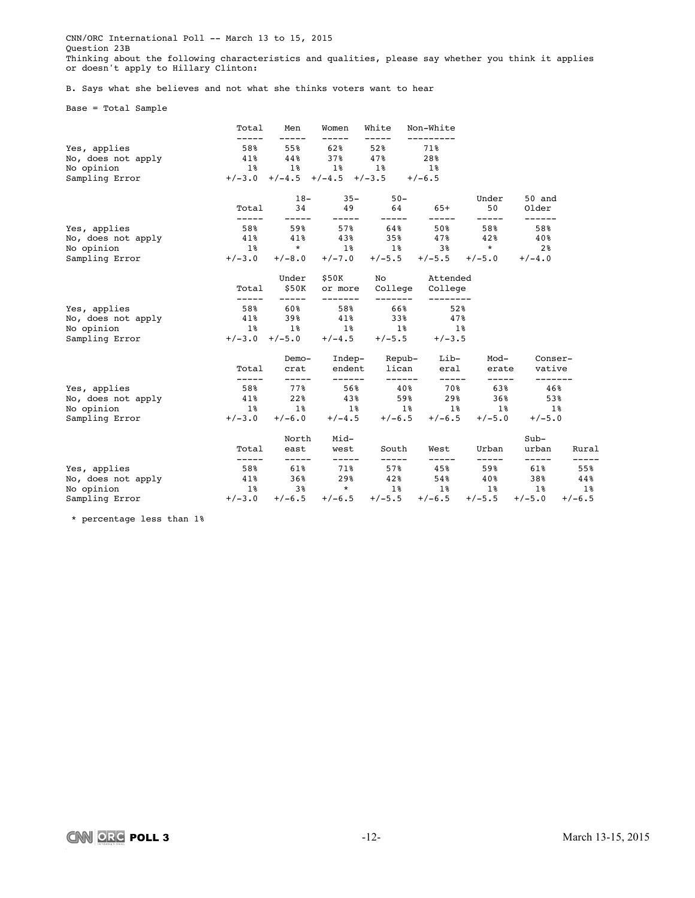CNN/ORC International Poll -- March 13 to 15, 2015
Question 23B
Thinking about the following characteristics and qualities, please say whether you think it applies or doesn't apply to Hillary Clinton:

B. Says what she believes and not what she thinks voters want to hear

Base = Total Sample

| | Total | Men | Women | White | Non-White |
|---|---|---|---|---|---|
| Yes, applies | 58% | 55% | 62% | 52% | 71% |
| No, does not apply | 41% | 44% | 37% | 47% | 28% |
| No opinion | 1% | 1% | 1% | 1% | 1% |
| Sampling Error | +/-3.0 | +/-4.5 | +/-4.5 | +/-3.5 | +/-6.5 |

| | Total | 18-34 | 35-49 | 50-64 | 65+ | Under 50 | 50 and Older |
|---|---|---|---|---|---|---|---|
| Yes, applies | 58% | 59% | 57% | 64% | 50% | 58% | 58% |
| No, does not apply | 41% | 41% | 43% | 35% | 47% | 42% | 40% |
| No opinion | 1% | * | 1% | 1% | 3% | * | 2% |
| Sampling Error | +/-3.0 | +/-8.0 | +/-7.0 | +/-5.5 | +/-5.5 | +/-5.0 | +/-4.0 |

| | Total | Under $50K | $50K or more | No College | Attended College |
|---|---|---|---|---|---|
| Yes, applies | 58% | 60% | 58% | 66% | 52% |
| No, does not apply | 41% | 39% | 41% | 33% | 47% |
| No opinion | 1% | 1% | 1% | 1% | 1% |
| Sampling Error | +/-3.0 | +/-5.0 | +/-4.5 | +/-5.5 | +/-3.5 |

| | Total | Democrat | Independent | Republican | Liberal | Moderate | Conservative |
|---|---|---|---|---|---|---|---|
| Yes, applies | 58% | 77% | 56% | 40% | 70% | 63% | 46% |
| No, does not apply | 41% | 22% | 43% | 59% | 29% | 36% | 53% |
| No opinion | 1% | 1% | 1% | 1% | 1% | 1% | 1% |
| Sampling Error | +/-3.0 | +/-6.0 | +/-4.5 | +/-6.5 | +/-6.5 | +/-5.0 | +/-5.0 |

| | Total | Northeast | Midwest | South | West | Urban | Suburban | Rural |
|---|---|---|---|---|---|---|---|---|
| Yes, applies | 58% | 61% | 71% | 57% | 45% | 59% | 61% | 55% |
| No, does not apply | 41% | 36% | 29% | 42% | 54% | 40% | 38% | 44% |
| No opinion | 1% | 3% | * | 1% | 1% | 1% | 1% | 1% |
| Sampling Error | +/-3.0 | +/-6.5 | +/-6.5 | +/-5.5 | +/-6.5 | +/-5.5 | +/-5.0 | +/-6.5 |

* percentage less than 1%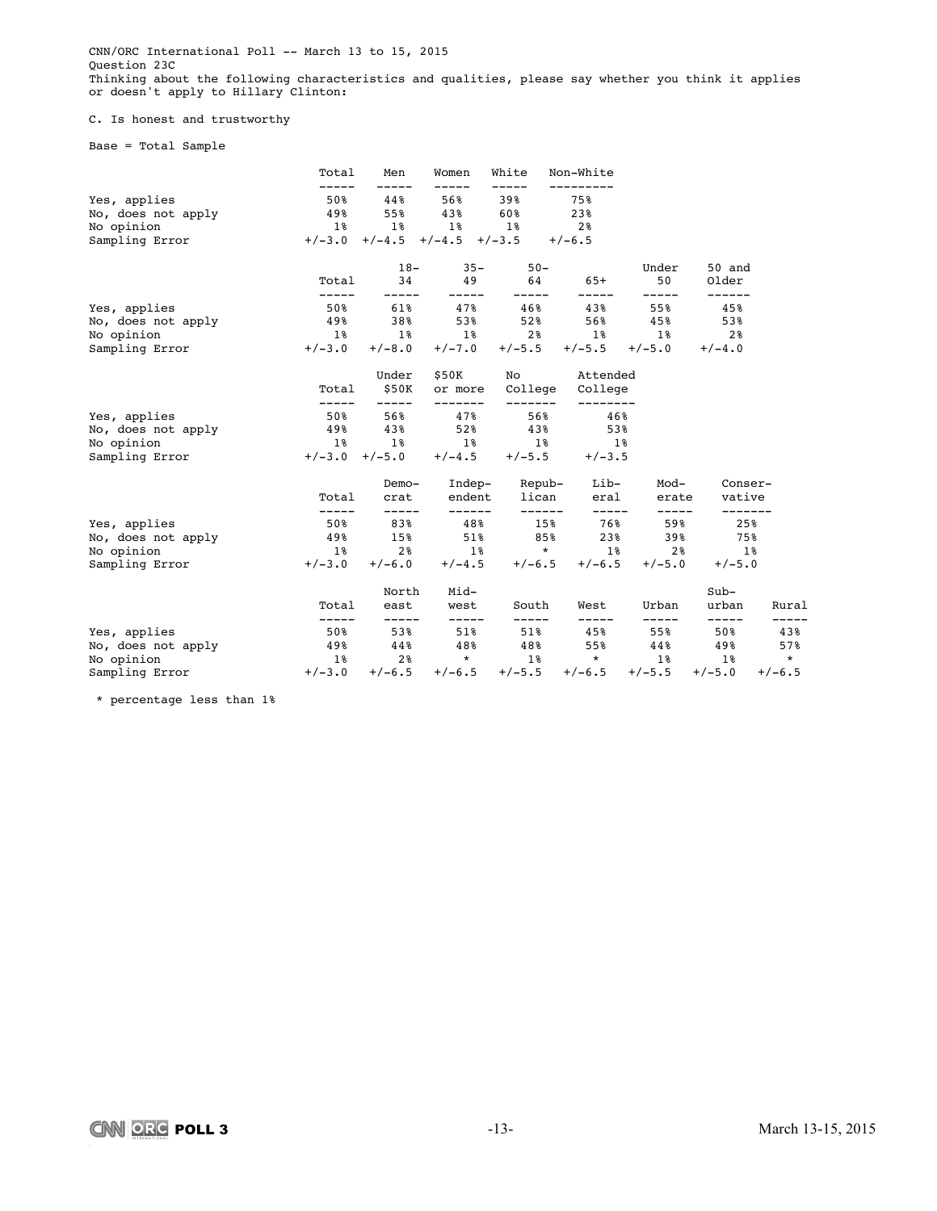CNN/ORC International Poll -- March 13 to 15, 2015
Question 23C
Thinking about the following characteristics and qualities, please say whether you think it applies or doesn't apply to Hillary Clinton:

C. Is honest and trustworthy

Base = Total Sample

| | Total | Men | Women | White | Non-White |
|---|---|---|---|---|---|
| Yes, applies | 50% | 44% | 56% | 39% | 75% |
| No, does not apply | 49% | 55% | 43% | 60% | 23% |
| No opinion | 1% | 1% | 1% | 1% | 2% |
| Sampling Error | +/-3.0 | +/-4.5 | +/-4.5 | +/-3.5 | +/-6.5 |

| | Total | 18-34 | 35-49 | 50-64 | 65+ | Under 50 | 50 and Older |
|---|---|---|---|---|---|---|---|
| Yes, applies | 50% | 61% | 47% | 46% | 43% | 55% | 45% |
| No, does not apply | 49% | 38% | 53% | 52% | 56% | 45% | 53% |
| No opinion | 1% | 1% | 1% | 2% | 1% | 1% | 2% |
| Sampling Error | +/-3.0 | +/-8.0 | +/-7.0 | +/-5.5 | +/-5.5 | +/-5.0 | +/-4.0 |

| | Total | Under $50K | $50K or more | No College | Attended College |
|---|---|---|---|---|---|
| Yes, applies | 50% | 56% | 47% | 56% | 46% |
| No, does not apply | 49% | 43% | 52% | 43% | 53% |
| No opinion | 1% | 1% | 1% | 1% | 1% |
| Sampling Error | +/-3.0 | +/-5.0 | +/-4.5 | +/-5.5 | +/-3.5 |

| | Total | Democrat | Independent | Republican | Liberal | Moderate | Conservative |
|---|---|---|---|---|---|---|---|
| Yes, applies | 50% | 83% | 48% | 15% | 76% | 59% | 25% |
| No, does not apply | 49% | 15% | 51% | 85% | 23% | 39% | 75% |
| No opinion | 1% | 2% | 1% | * | 1% | 2% | 1% |
| Sampling Error | +/-3.0 | +/-6.0 | +/-4.5 | +/-6.5 | +/-6.5 | +/-5.0 | +/-5.0 |

| | Total | North east | Midwest | South | West | Urban | Suburban | Rural |
|---|---|---|---|---|---|---|---|---|
| Yes, applies | 50% | 53% | 51% | 51% | 45% | 55% | 50% | 43% |
| No, does not apply | 49% | 44% | 48% | 48% | 55% | 44% | 49% | 57% |
| No opinion | 1% | 2% | * | 1% | * | 1% | 1% | * |
| Sampling Error | +/-3.0 | +/-6.5 | +/-6.5 | +/-5.5 | +/-6.5 | +/-5.5 | +/-5.0 | +/-6.5 |

\* percentage less than 1%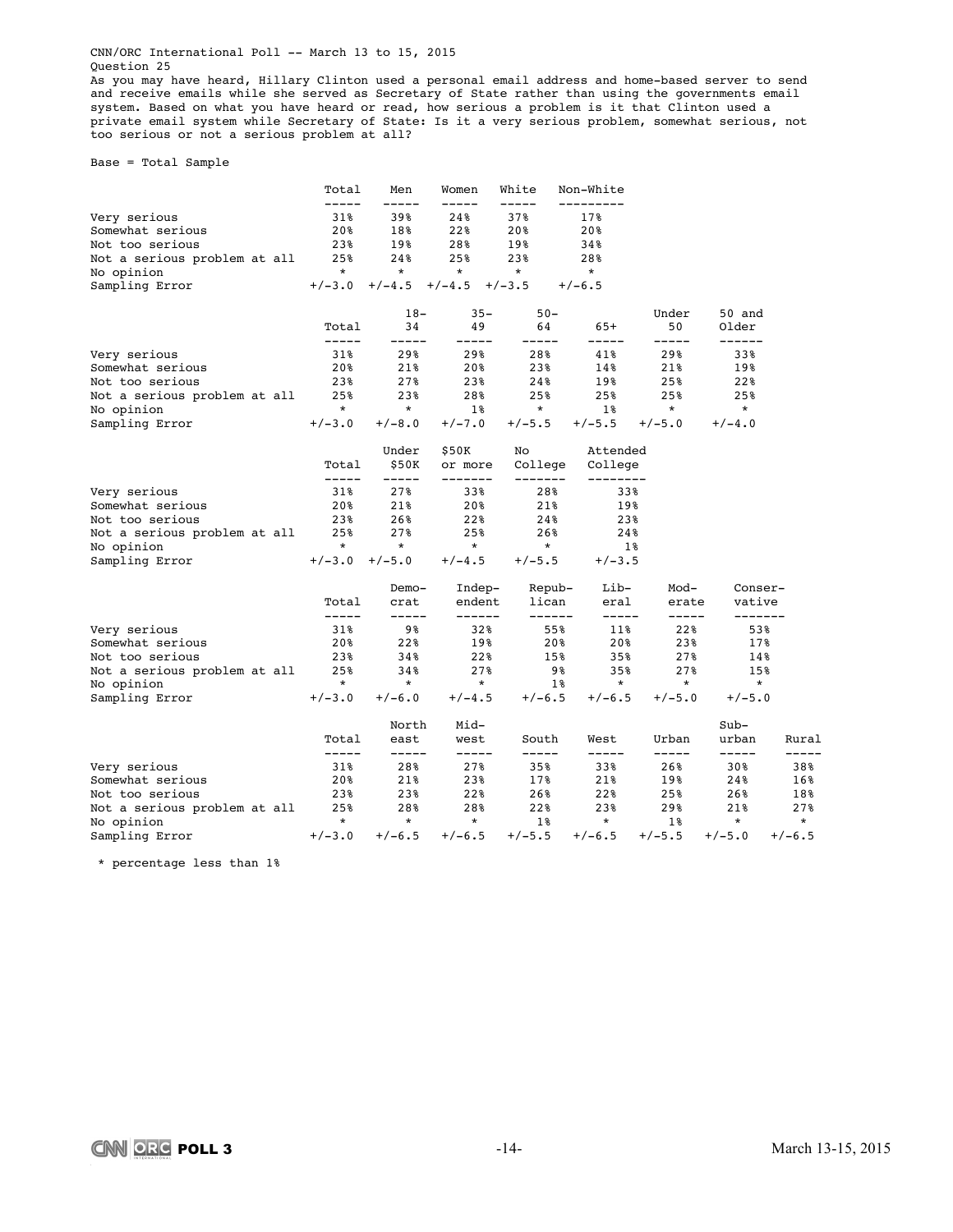CNN/ORC International Poll -- March 13 to 15, 2015
Question 25
As you may have heard, Hillary Clinton used a personal email address and home-based server to send and receive emails while she served as Secretary of State rather than using the governments email system. Based on what you have heard or read, how serious a problem is it that Clinton used a private email system while Secretary of State: Is it a very serious problem, somewhat serious, not too serious or not a serious problem at all?

Base = Total Sample

| | Total | Men | Women | White | Non-White |
|---|---|---|---|---|---|
| Very serious | 31% | 39% | 24% | 37% | 17% |
| Somewhat serious | 20% | 18% | 22% | 20% | 20% |
| Not too serious | 23% | 19% | 28% | 19% | 34% |
| Not a serious problem at all | 25% | 24% | 25% | 23% | 28% |
| No opinion | * | * | * | * | * |
| Sampling Error | +/-3.0 | +/-4.5 | +/-4.5 | +/-3.5 | +/-6.5 |

| | Total | 18-34 | 35-49 | 50-64 | 65+ | Under 50 | 50 and Older |
|---|---|---|---|---|---|---|---|
| Very serious | 31% | 29% | 29% | 28% | 41% | 29% | 33% |
| Somewhat serious | 20% | 21% | 20% | 23% | 14% | 21% | 19% |
| Not too serious | 23% | 27% | 23% | 24% | 19% | 25% | 22% |
| Not a serious problem at all | 25% | 23% | 28% | 25% | 25% | 25% | 25% |
| No opinion | * | * | 1% | * | 1% | * | * |
| Sampling Error | +/-3.0 | +/-8.0 | +/-7.0 | +/-5.5 | +/-5.5 | +/-5.0 | +/-4.0 |

| | Total | Under $50K | $50K or more | No College | Attended College |
|---|---|---|---|---|---|
| Very serious | 31% | 27% | 33% | 28% | 33% |
| Somewhat serious | 20% | 21% | 20% | 21% | 19% |
| Not too serious | 23% | 26% | 22% | 24% | 23% |
| Not a serious problem at all | 25% | 27% | 25% | 26% | 24% |
| No opinion | * | * | * | * | 1% |
| Sampling Error | +/-3.0 | +/-5.0 | +/-4.5 | +/-5.5 | +/-3.5 |

| | Total | Democrat | Independent | Republican | Liberal | Moderate | Conservative |
|---|---|---|---|---|---|---|---|
| Very serious | 31% | 9% | 32% | 55% | 11% | 22% | 53% |
| Somewhat serious | 20% | 22% | 19% | 20% | 20% | 23% | 17% |
| Not too serious | 23% | 34% | 22% | 15% | 35% | 27% | 14% |
| Not a serious problem at all | 25% | 34% | 27% | 9% | 35% | 27% | 15% |
| No opinion | * | * | * | 1% | * | * | * |
| Sampling Error | +/-3.0 | +/-6.0 | +/-4.5 | +/-6.5 | +/-6.5 | +/-5.0 | +/-5.0 |

| | Total | North east | Midwest | South | West | Urban | Suburban | Rural |
|---|---|---|---|---|---|---|---|---|
| Very serious | 31% | 28% | 27% | 35% | 33% | 26% | 30% | 38% |
| Somewhat serious | 20% | 21% | 23% | 17% | 21% | 19% | 24% | 16% |
| Not too serious | 23% | 23% | 22% | 26% | 22% | 25% | 26% | 18% |
| Not a serious problem at all | 25% | 28% | 28% | 22% | 23% | 29% | 21% | 27% |
| No opinion | * | * | * | 1% | * | 1% | * | * |
| Sampling Error | +/-3.0 | +/-6.5 | +/-6.5 | +/-5.5 | +/-6.5 | +/-5.5 | +/-5.0 | +/-6.5 |

\* percentage less than 1%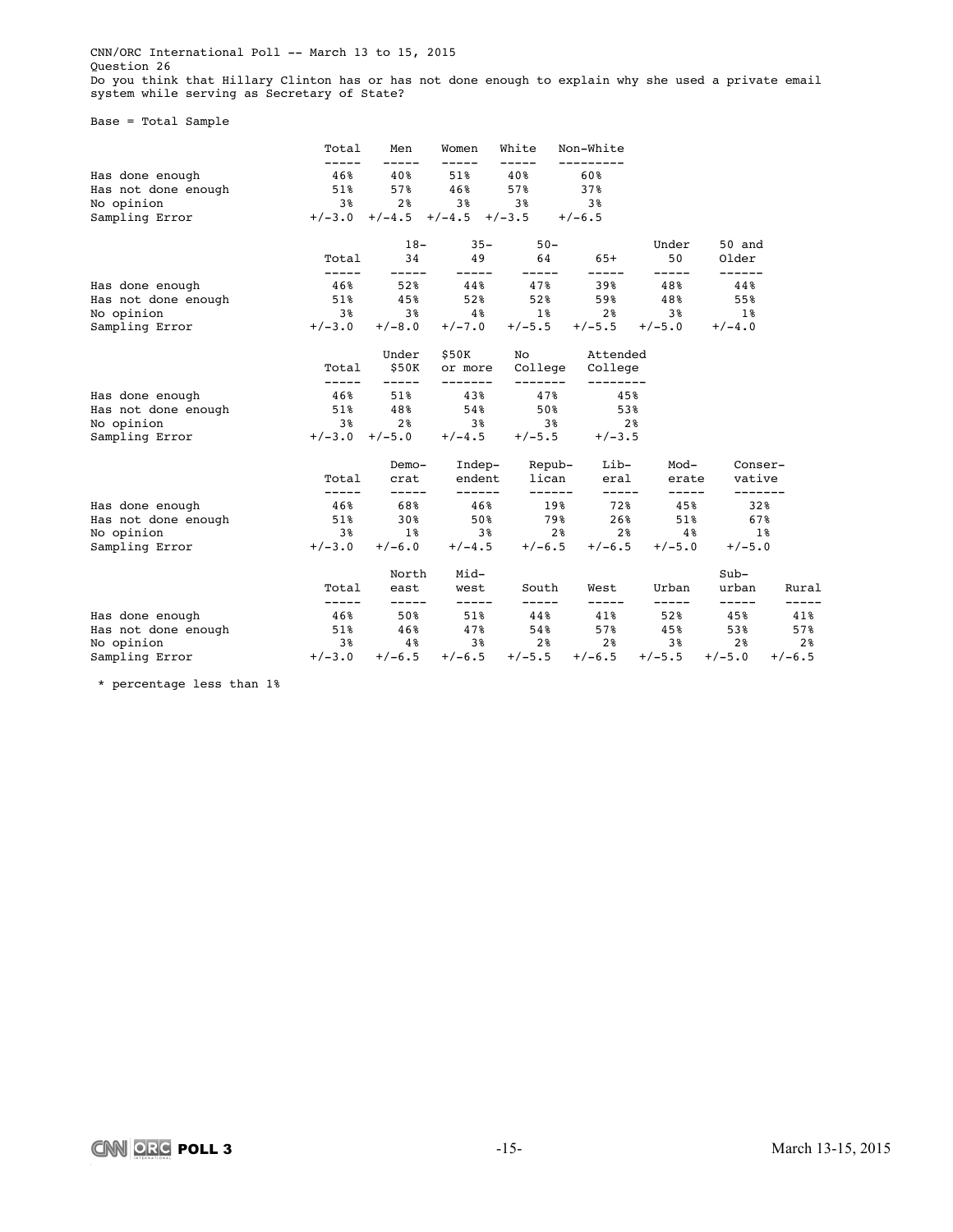CNN/ORC International Poll -- March 13 to 15, 2015
Question 26
Do you think that Hillary Clinton has or has not done enough to explain why she used a private email system while serving as Secretary of State?

Base = Total Sample

| | Total | Men | Women | White | Non-White |
|---|---|---|---|---|---|
| Has done enough | 46% | 40% | 51% | 40% | 60% |
| Has not done enough | 51% | 57% | 46% | 57% | 37% |
| No opinion | 3% | 2% | 3% | 3% | 3% |
| Sampling Error | +/-3.0 | +/-4.5 | +/-4.5 | +/-3.5 | +/-6.5 |

| | Total | 18-34 | 35-49 | 50-64 | 65+ | Under 50 | 50 and Older |
|---|---|---|---|---|---|---|---|
| Has done enough | 46% | 52% | 44% | 47% | 39% | 48% | 44% |
| Has not done enough | 51% | 45% | 52% | 52% | 59% | 48% | 55% |
| No opinion | 3% | 3% | 4% | 1% | 2% | 3% | 1% |
| Sampling Error | +/-3.0 | +/-8.0 | +/-7.0 | +/-5.5 | +/-5.5 | +/-5.0 | +/-4.0 |

| | Total | Under $50K | $50K or more | No College | Attended College |
|---|---|---|---|---|---|
| Has done enough | 46% | 51% | 43% | 47% | 45% |
| Has not done enough | 51% | 48% | 54% | 50% | 53% |
| No opinion | 3% | 2% | 3% | 3% | 2% |
| Sampling Error | +/-3.0 | +/-5.0 | +/-4.5 | +/-5.5 | +/-3.5 |

| | Total | Democrat | Independent | Republican | Liberal | Moderate | Conservative |
|---|---|---|---|---|---|---|---|
| Has done enough | 46% | 68% | 46% | 19% | 72% | 45% | 32% |
| Has not done enough | 51% | 30% | 50% | 79% | 26% | 51% | 67% |
| No opinion | 3% | 1% | 3% | 2% | 2% | 4% | 1% |
| Sampling Error | +/-3.0 | +/-6.0 | +/-4.5 | +/-6.5 | +/-6.5 | +/-5.0 | +/-5.0 |

| | Total | North east | Midwest | South | West | Urban | Suburban | Rural |
|---|---|---|---|---|---|---|---|---|
| Has done enough | 46% | 50% | 51% | 44% | 41% | 52% | 45% | 41% |
| Has not done enough | 51% | 46% | 47% | 54% | 57% | 45% | 53% | 57% |
| No opinion | 3% | 4% | 3% | 2% | 2% | 3% | 2% | 2% |
| Sampling Error | +/-3.0 | +/-6.5 | +/-6.5 | +/-5.5 | +/-6.5 | +/-5.5 | +/-5.0 | +/-6.5 |

* percentage less than 1%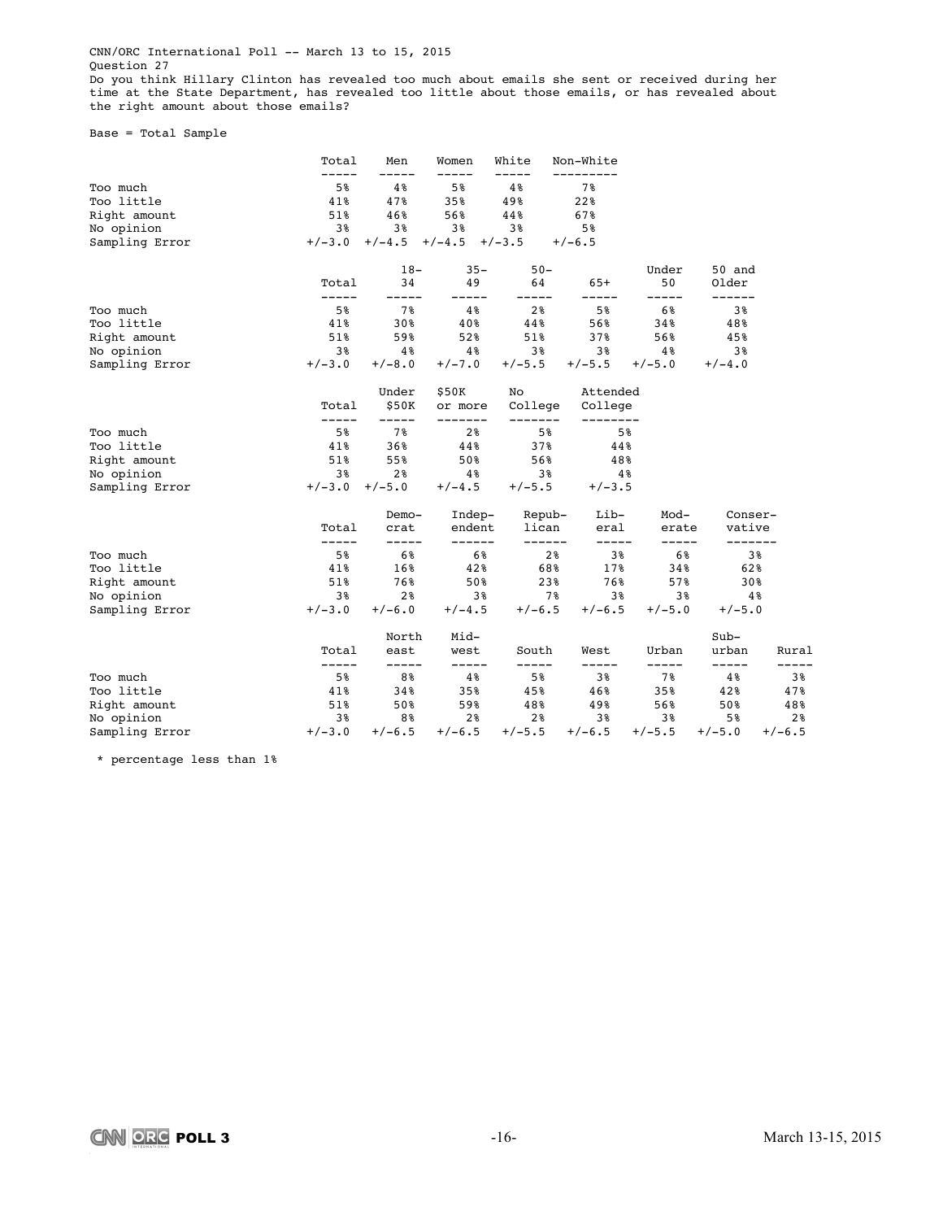CNN/ORC International Poll -- March 13 to 15, 2015
Question 27
Do you think Hillary Clinton has revealed too much about emails she sent or received during her time at the State Department, has revealed too little about those emails, or has revealed about the right amount about those emails?

Base = Total Sample

| | Total | Men | Women | White | Non-White |
|---|---|---|---|---|---|
| Too much | 5% | 4% | 5% | 4% | 7% |
| Too little | 41% | 47% | 35% | 49% | 22% |
| Right amount | 51% | 46% | 56% | 44% | 67% |
| No opinion | 3% | 3% | 3% | 3% | 5% |
| Sampling Error | +/-3.0 | +/-4.5 | +/-4.5 | +/-3.5 | +/-6.5 |

| | Total | 18-34 | 35-49 | 50-64 | 65+ | Under 50 | 50 and Older |
|---|---|---|---|---|---|---|---|
| Too much | 5% | 7% | 4% | 2% | 5% | 6% | 3% |
| Too little | 41% | 30% | 40% | 44% | 56% | 34% | 48% |
| Right amount | 51% | 59% | 52% | 51% | 37% | 56% | 45% |
| No opinion | 3% | 4% | 4% | 3% | 3% | 4% | 3% |
| Sampling Error | +/-3.0 | +/-8.0 | +/-7.0 | +/-5.5 | +/-5.5 | +/-5.0 | +/-4.0 |

| | Total | Under $50K | $50K or more | No College | Attended College |
|---|---|---|---|---|---|
| Too much | 5% | 7% | 2% | 5% | 5% |
| Too little | 41% | 36% | 44% | 37% | 44% |
| Right amount | 51% | 55% | 50% | 56% | 48% |
| No opinion | 3% | 2% | 4% | 3% | 4% |
| Sampling Error | +/-3.0 | +/-5.0 | +/-4.5 | +/-5.5 | +/-3.5 |

| | Total | Democrat | Independent | Republican | Liberal | Moderate | Conservative |
|---|---|---|---|---|---|---|---|
| Too much | 5% | 6% | 6% | 2% | 3% | 6% | 3% |
| Too little | 41% | 16% | 42% | 68% | 17% | 34% | 62% |
| Right amount | 51% | 76% | 50% | 23% | 76% | 57% | 30% |
| No opinion | 3% | 2% | 3% | 7% | 3% | 3% | 4% |
| Sampling Error | +/-3.0 | +/-6.0 | +/-4.5 | +/-6.5 | +/-6.5 | +/-5.0 | +/-5.0 |

| | Total | North east | Midwest | South | West | Urban | Suburban | Rural |
|---|---|---|---|---|---|---|---|---|
| Too much | 5% | 8% | 4% | 5% | 3% | 7% | 4% | 3% |
| Too little | 41% | 34% | 35% | 45% | 46% | 35% | 42% | 47% |
| Right amount | 51% | 50% | 59% | 48% | 49% | 56% | 50% | 48% |
| No opinion | 3% | 8% | 2% | 2% | 3% | 3% | 5% | 2% |
| Sampling Error | +/-3.0 | +/-6.5 | +/-6.5 | +/-5.5 | +/-6.5 | +/-5.5 | +/-5.0 | +/-6.5 |

* percentage less than 1%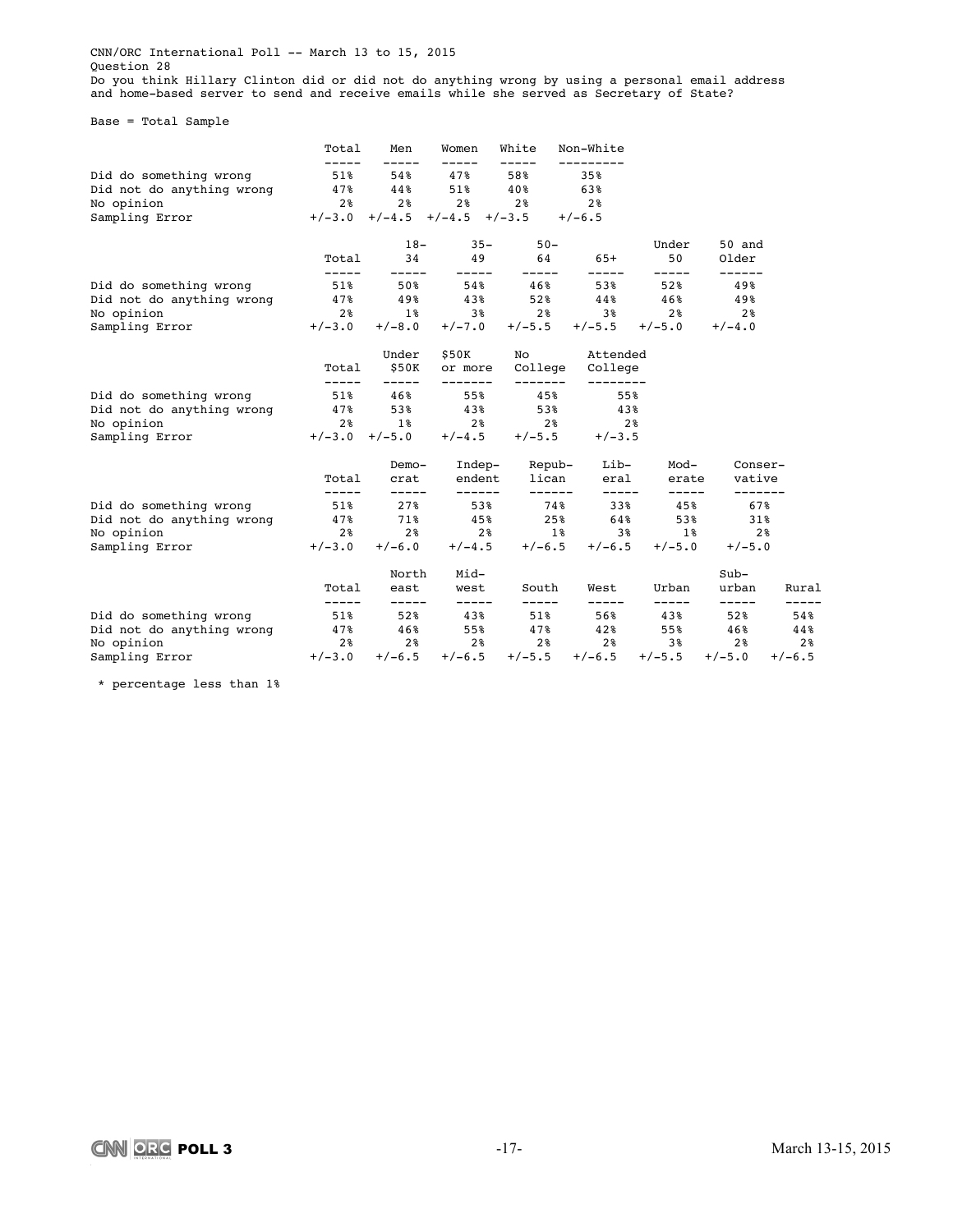CNN/ORC International Poll -- March 13 to 15, 2015

Question 28

Do you think Hillary Clinton did or did not do anything wrong by using a personal email address and home-based server to send and receive emails while she served as Secretary of State?

Base = Total Sample

| | Total | Men | Women | White | Non-White |
|---|---|---|---|---|---|
| Did do something wrong | 51% | 54% | 47% | 58% | 35% |
| Did not do anything wrong | 47% | 44% | 51% | 40% | 63% |
| No opinion | 2% | 2% | 2% | 2% | 2% |
| Sampling Error | +/-3.0 | +/-4.5 | +/-4.5 | +/-3.5 | +/-6.5 |

| | Total | 18-34 | 35-49 | 50-64 | 65+ | Under 50 | 50 and Older |
|---|---|---|---|---|---|---|---|
| Did do something wrong | 51% | 50% | 54% | 46% | 53% | 52% | 49% |
| Did not do anything wrong | 47% | 49% | 43% | 52% | 44% | 46% | 49% |
| No opinion | 2% | 1% | 3% | 2% | 3% | 2% | 2% |
| Sampling Error | +/-3.0 | +/-8.0 | +/-7.0 | +/-5.5 | +/-5.5 | +/-5.0 | +/-4.0 |

| | Total | Under $50K | $50K or more | No College | Attended College |
|---|---|---|---|---|---|
| Did do something wrong | 51% | 46% | 55% | 45% | 55% |
| Did not do anything wrong | 47% | 53% | 43% | 53% | 43% |
| No opinion | 2% | 1% | 2% | 2% | 2% |
| Sampling Error | +/-3.0 | +/-5.0 | +/-4.5 | +/-5.5 | +/-3.5 |

| | Total | Democrat | Independent | Republican | Liberal | Moderate | Conservative |
|---|---|---|---|---|---|---|---|
| Did do something wrong | 51% | 27% | 53% | 74% | 33% | 45% | 67% |
| Did not do anything wrong | 47% | 71% | 45% | 25% | 64% | 53% | 31% |
| No opinion | 2% | 2% | 2% | 1% | 3% | 1% | 2% |
| Sampling Error | +/-3.0 | +/-6.0 | +/-4.5 | +/-6.5 | +/-6.5 | +/-5.0 | +/-5.0 |

| | Total | Northeast | Midwest | South | West | Urban | Suburban | Rural |
|---|---|---|---|---|---|---|---|---|
| Did do something wrong | 51% | 52% | 43% | 51% | 56% | 43% | 52% | 54% |
| Did not do anything wrong | 47% | 46% | 55% | 47% | 42% | 55% | 46% | 44% |
| No opinion | 2% | 2% | 2% | 2% | 2% | 3% | 2% | 2% |
| Sampling Error | +/-3.0 | +/-6.5 | +/-6.5 | +/-5.5 | +/-6.5 | +/-5.5 | +/-5.0 | +/-6.5 |

* percentage less than 1%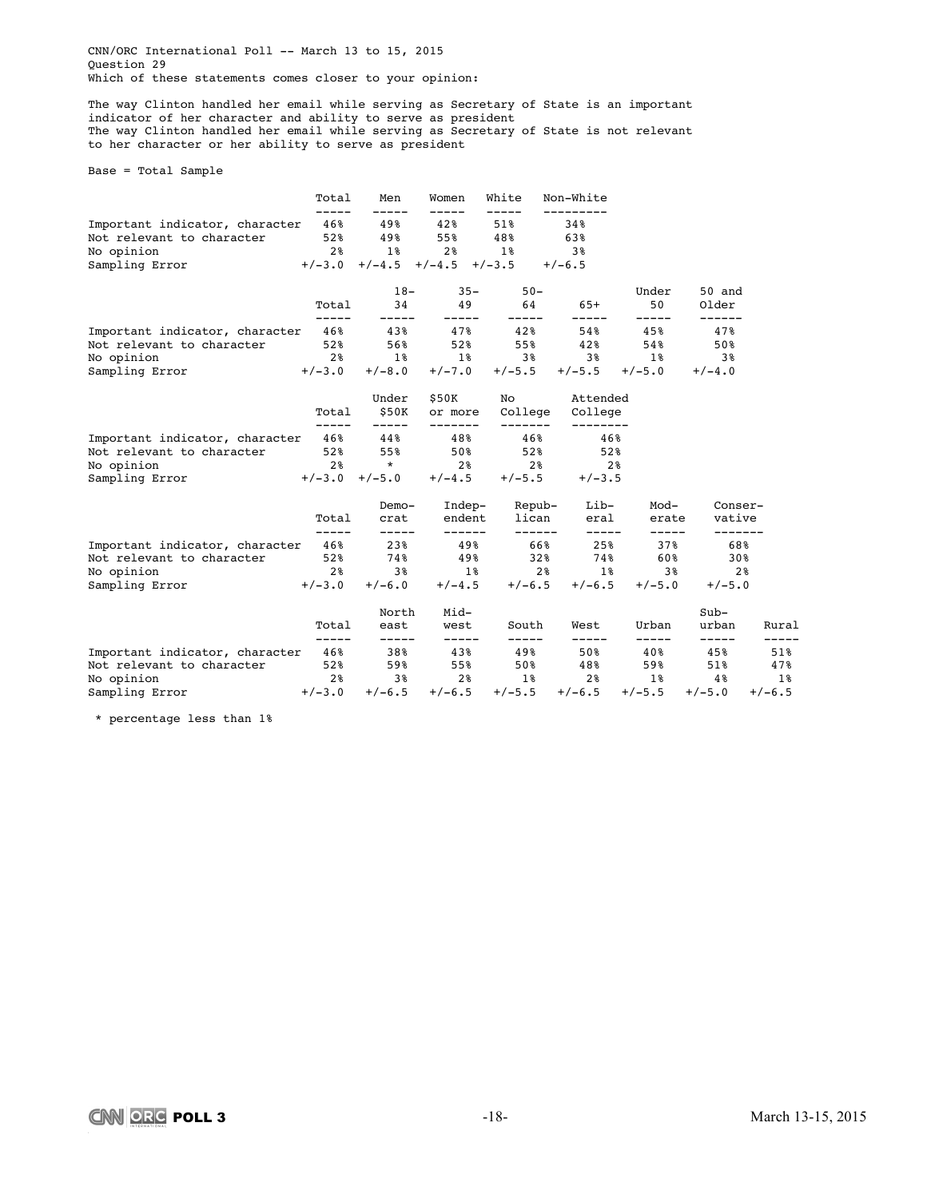CNN/ORC International Poll -- March 13 to 15, 2015
Question 29
Which of these statements comes closer to your opinion:

The way Clinton handled her email while serving as Secretary of State is an important indicator of her character and ability to serve as president
The way Clinton handled her email while serving as Secretary of State is not relevant to her character or her ability to serve as president

Base = Total Sample

| | Total | Men | Women | White | Non-White |
|---|---|---|---|---|---|
| Important indicator, character | 46% | 49% | 42% | 51% | 34% |
| Not relevant to character | 52% | 49% | 55% | 48% | 63% |
| No opinion | 2% | 1% | 2% | 1% | 3% |
| Sampling Error | +/-3.0 | +/-4.5 | +/-4.5 | +/-3.5 | +/-6.5 |

| | Total | 18-34 | 35-49 | 50-64 | 65+ | Under 50 | 50 and Older |
|---|---|---|---|---|---|---|---|
| Important indicator, character | 46% | 43% | 47% | 42% | 54% | 45% | 47% |
| Not relevant to character | 52% | 56% | 52% | 55% | 42% | 54% | 50% |
| No opinion | 2% | 1% | 1% | 3% | 3% | 1% | 3% |
| Sampling Error | +/-3.0 | +/-8.0 | +/-7.0 | +/-5.5 | +/-5.5 | +/-5.0 | +/-4.0 |

| | Total | Under $50K | $50K or more | No College | Attended College |
|---|---|---|---|---|---|
| Important indicator, character | 46% | 44% | 48% | 46% | 46% |
| Not relevant to character | 52% | 55% | 50% | 52% | 52% |
| No opinion | 2% | * | 2% | 2% | 2% |
| Sampling Error | +/-3.0 | +/-5.0 | +/-4.5 | +/-5.5 | +/-3.5 |

| | Total | Demo-crat | Indep-endent | Repub-lican | Lib-eral | Mod-erate | Conser-vative |
|---|---|---|---|---|---|---|---|
| Important indicator, character | 46% | 23% | 49% | 66% | 25% | 37% | 68% |
| Not relevant to character | 52% | 74% | 49% | 32% | 74% | 60% | 30% |
| No opinion | 2% | 3% | 1% | 2% | 1% | 3% | 2% |
| Sampling Error | +/-3.0 | +/-6.0 | +/-4.5 | +/-6.5 | +/-6.5 | +/-5.0 | +/-5.0 |

| | Total | North east | Mid-west | South | West | Urban | Sub-urban | Rural |
|---|---|---|---|---|---|---|---|---|
| Important indicator, character | 46% | 38% | 43% | 49% | 50% | 40% | 45% | 51% |
| Not relevant to character | 52% | 59% | 55% | 50% | 48% | 59% | 51% | 47% |
| No opinion | 2% | 3% | 2% | 1% | 2% | 1% | 4% | 1% |
| Sampling Error | +/-3.0 | +/-6.5 | +/-6.5 | +/-5.5 | +/-6.5 | +/-5.5 | +/-5.0 | +/-6.5 |

\* percentage less than 1%